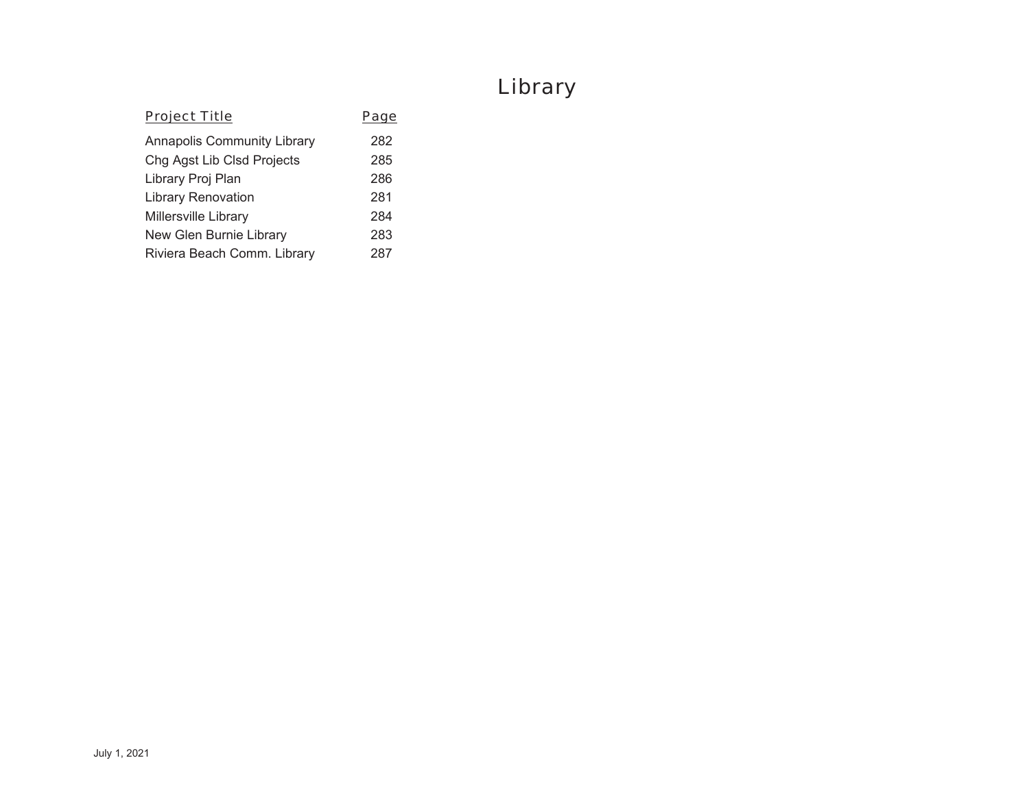# Library

| Project Title | Page |
| --- | --- |
| Annapolis Community Library | 282 |
| Chg Agst Lib Clsd Projects | 285 |
| Library Proj Plan | 286 |
| Library Renovation | 281 |
| Millersville Library | 284 |
| New Glen Burnie Library | 283 |
| Riviera Beach Comm. Library | 287 |

July 1, 2021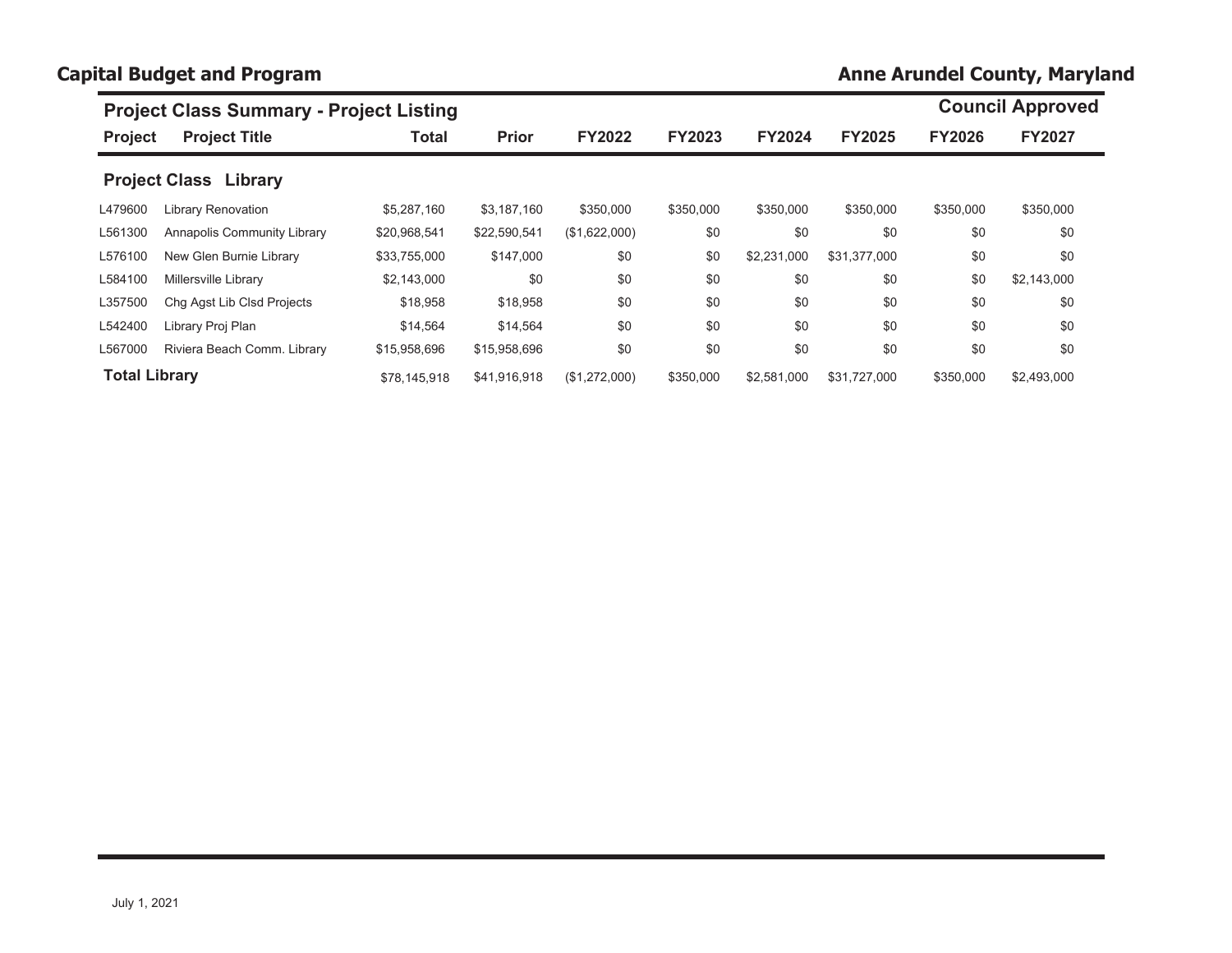## Project Class Summary - Project Listing

**Council Approved**

| Project | Project Title | Total | Prior | FY2022 | FY2023 | FY2024 | FY2025 | FY2026 | FY2027 |
|---|---|---|---|---|---|---|---|---|---|
| **Project Class Library** | | | | | | | | | |
| L479600 | Library Renovation | $5,287,160 | $3,187,160 | $350,000 | $350,000 | $350,000 | $350,000 | $350,000 | $350,000 |
| L561300 | Annapolis Community Library | $20,968,541 | $22,590,541 | ($1,622,000) | $0 | $0 | $0 | $0 | $0 |
| L576100 | New Glen Burnie Library | $33,755,000 | $147,000 | $0 | $0 | $2,231,000 | $31,377,000 | $0 | $0 |
| L584100 | Millersville Library | $2,143,000 | $0 | $0 | $0 | $0 | $0 | $0 | $2,143,000 |
| L357500 | Chg Agst Lib Clsd Projects | $18,958 | $18,958 | $0 | $0 | $0 | $0 | $0 | $0 |
| L542400 | Library Proj Plan | $14,564 | $14,564 | $0 | $0 | $0 | $0 | $0 | $0 |
| L567000 | Riviera Beach Comm. Library | $15,958,696 | $15,958,696 | $0 | $0 | $0 | $0 | $0 | $0 |
| **Total Library** | | $78,145,918 | $41,916,918 | ($1,272,000) | $350,000 | $2,581,000 | $31,727,000 | $350,000 | $2,493,000 |

July 1, 2021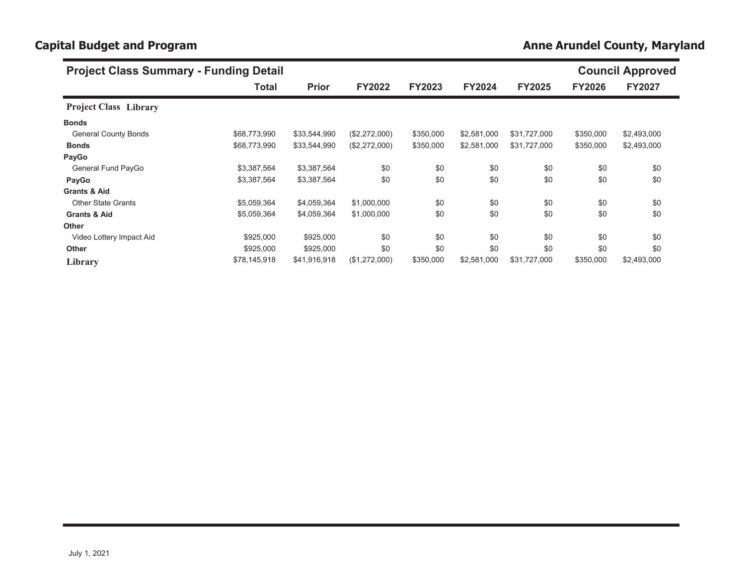## Capital Budget and Program

## Anne Arundel County, Maryland

### Project Class Summary - Funding Detail

**Council Approved**

| | Total | Prior | FY2022 | FY2023 | FY2024 | FY2025 | FY2026 | FY2027 |
|---|---|---|---|---|---|---|---|---|
| **Project Class Library** | | | | | | | | |
| **Bonds** | | | | | | | | |
| General County Bonds | $68,773,990 | $33,544,990 | ($2,272,000) | $350,000 | $2,581,000 | $31,727,000 | $350,000 | $2,493,000 |
| **Bonds** | $68,773,990 | $33,544,990 | ($2,272,000) | $350,000 | $2,581,000 | $31,727,000 | $350,000 | $2,493,000 |
| **PayGo** | | | | | | | | |
| General Fund PayGo | $3,387,564 | $3,387,564 | $0 | $0 | $0 | $0 | $0 | $0 |
| **PayGo** | $3,387,564 | $3,387,564 | $0 | $0 | $0 | $0 | $0 | $0 |
| **Grants & Aid** | | | | | | | | |
| Other State Grants | $5,059,364 | $4,059,364 | $1,000,000 | $0 | $0 | $0 | $0 | $0 |
| **Grants & Aid** | $5,059,364 | $4,059,364 | $1,000,000 | $0 | $0 | $0 | $0 | $0 |
| **Other** | | | | | | | | |
| Video Lottery Impact Aid | $925,000 | $925,000 | $0 | $0 | $0 | $0 | $0 | $0 |
| **Other** | $925,000 | $925,000 | $0 | $0 | $0 | $0 | $0 | $0 |
| **Library** | $78,145,918 | $41,916,918 | ($1,272,000) | $350,000 | $2,581,000 | $31,727,000 | $350,000 | $2,493,000 |

July 1, 2021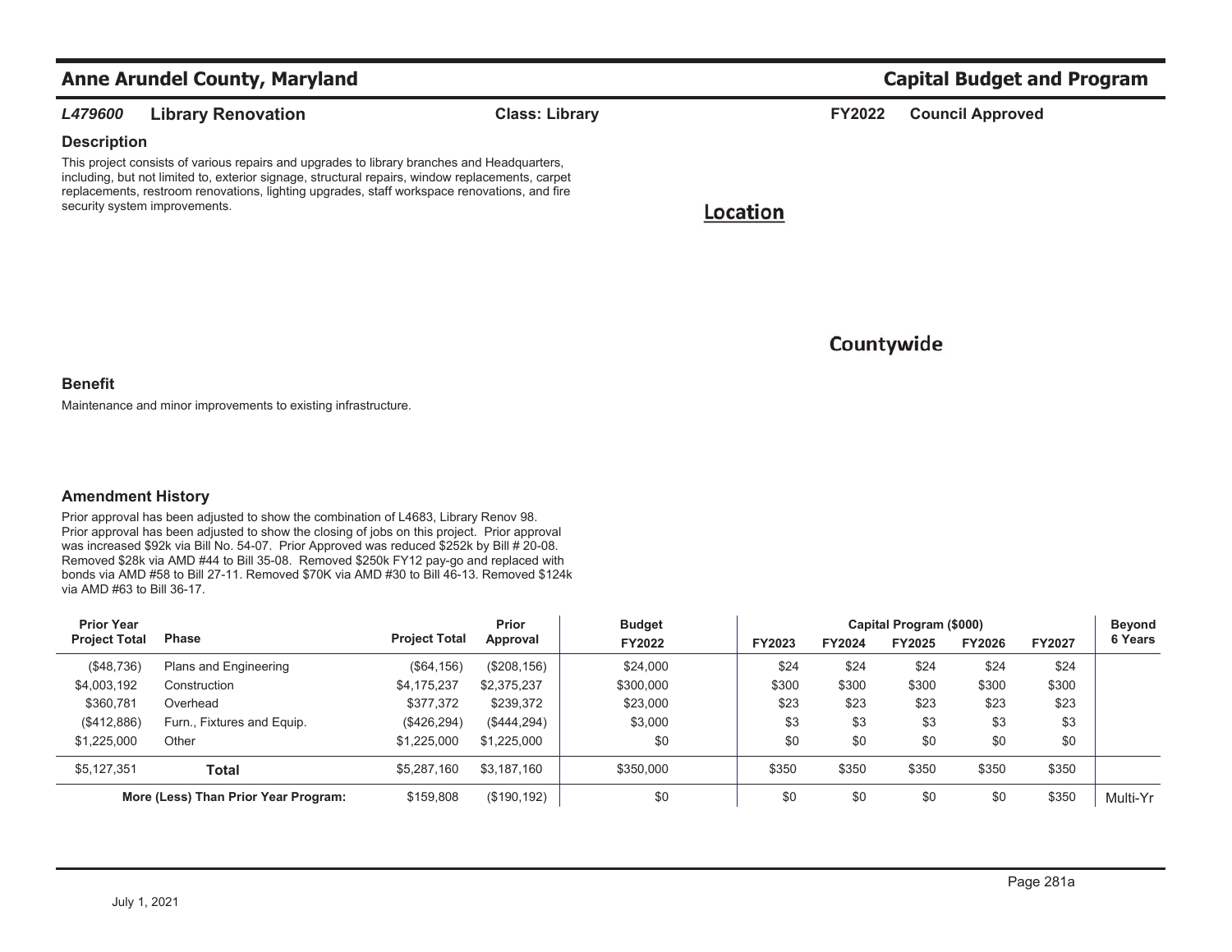## Anne Arundel County, Maryland — Capital Budget and Program

**L479600 Library Renovation** | **Class: Library** | **FY2022 Council Approved**

### Description

This project consists of various repairs and upgrades to library branches and Headquarters, including, but not limited to, exterior signage, structural repairs, window replacements, carpet replacements, restroom renovations, lighting upgrades, staff workspace renovations, and fire security system improvements.

### Location

Countywide

### Benefit

Maintenance and minor improvements to existing infrastructure.

### Amendment History

Prior approval has been adjusted to show the combination of L4683, Library Renov 98. Prior approval has been adjusted to show the closing of jobs on this project. Prior approval was increased $92k via Bill No. 54-07. Prior Approved was reduced $252k by Bill # 20-08. Removed $28k via AMD #44 to Bill 35-08. Removed $250k FY12 pay-go and replaced with bonds via AMD #58 to Bill 27-11. Removed $70K via AMD #30 to Bill 46-13. Removed $124k via AMD #63 to Bill 36-17.

| Prior Year Project Total | Phase | Project Total | Prior Approval | Budget FY2022 | FY2023 | FY2024 | FY2025 | FY2026 | FY2027 | Beyond 6 Years |
|---|---|---|---|---|---|---|---|---|---|---|
| | | | | | Capital Program ($000) | | | | | |
| ($48,736) | Plans and Engineering | ($64,156) | ($208,156) | $24,000 | $24 | $24 | $24 | $24 | $24 | |
| $4,003,192 | Construction | $4,175,237 | $2,375,237 | $300,000 | $300 | $300 | $300 | $300 | $300 | |
| $360,781 | Overhead | $377,372 | $239,372 | $23,000 | $23 | $23 | $23 | $23 | $23 | |
| ($412,886) | Furn., Fixtures and Equip. | ($426,294) | ($444,294) | $3,000 | $3 | $3 | $3 | $3 | $3 | |
| $1,225,000 | Other | $1,225,000 | $1,225,000 | $0 | $0 | $0 | $0 | $0 | $0 | |
| $5,127,351 | **Total** | $5,287,160 | $3,187,160 | $350,000 | $350 | $350 | $350 | $350 | $350 | |
| | **More (Less) Than Prior Year Program:** | $159,808 | ($190,192) | $0 | $0 | $0 | $0 | $0 | $350 | Multi-Yr |

July 1, 2021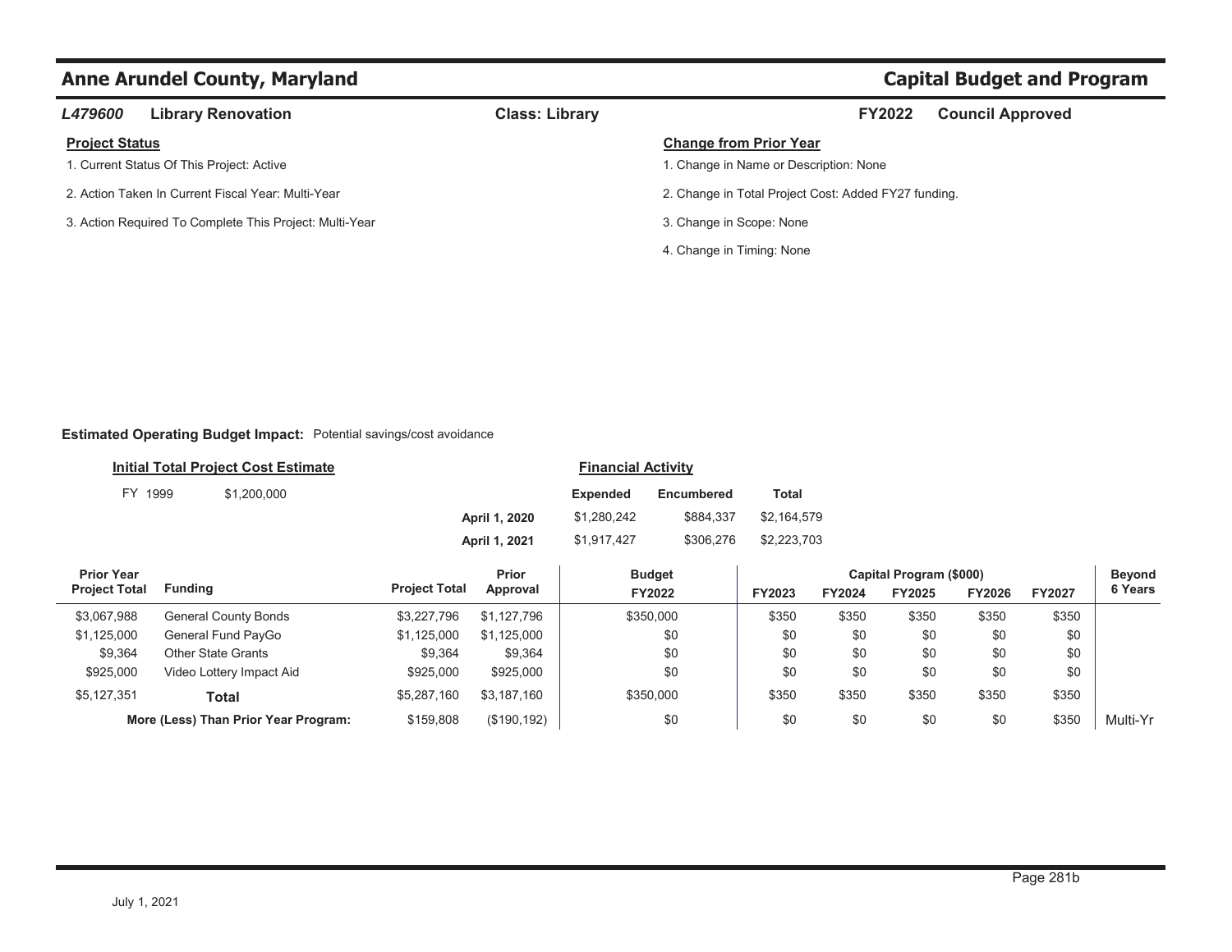# Anne Arundel County, Maryland

## Capital Budget and Program

**L479600 Library Renovation** | **Class: Library** | **FY2022 Council Approved**

### Project Status

1. Current Status Of This Project: Active
2. Action Taken In Current Fiscal Year: Multi-Year
3. Action Required To Complete This Project: Multi-Year

### Change from Prior Year

1. Change in Name or Description: None
2. Change in Total Project Cost: Added FY27 funding.
3. Change in Scope: None
4. Change in Timing: None

**Estimated Operating Budget Impact:** Potential savings/cost avoidance

**Initial Total Project Cost Estimate**

FY 1999 $1,200,000

**Financial Activity**

| | Expended | Encumbered | Total |
|---|---|---|---|
| April 1, 2020 | $1,280,242 | $884,337 | $2,164,579 |
| April 1, 2021 | $1,917,427 | $306,276 | $2,223,703 |

| Prior Year Project Total | Funding | Project Total | Prior Approval | Budget FY2022 | Capital Program ($000) FY2023 | FY2024 | FY2025 | FY2026 | FY2027 | Beyond 6 Years |
|---|---|---|---|---|---|---|---|---|---|---|
| $3,067,988 | General County Bonds | $3,227,796 | $1,127,796 | $350,000 | $350 | $350 | $350 | $350 | $350 | |
| $1,125,000 | General Fund PayGo | $1,125,000 | $1,125,000 | $0 | $0 | $0 | $0 | $0 | $0 | |
| $9,364 | Other State Grants | $9,364 | $9,364 | $0 | $0 | $0 | $0 | $0 | $0 | |
| $925,000 | Video Lottery Impact Aid | $925,000 | $925,000 | $0 | $0 | $0 | $0 | $0 | $0 | |
| $5,127,351 | **Total** | $5,287,160 | $3,187,160 | $350,000 | $350 | $350 | $350 | $350 | $350 | |
| | **More (Less) Than Prior Year Program:** | $159,808 | ($190,192) | $0 | $0 | $0 | $0 | $0 | $350 | Multi-Yr |

July 1, 2021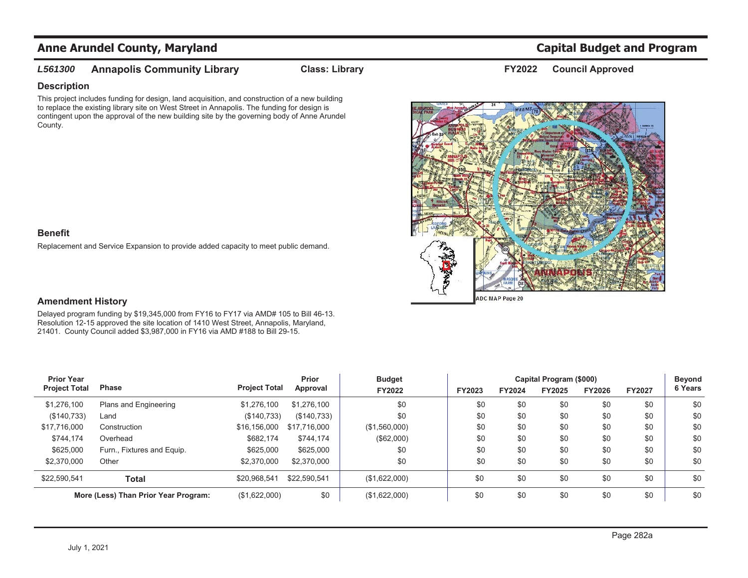# Anne Arundel County, Maryland

## Capital Budget and Program

### *L561300* Annapolis Community Library

**Class: Library** **FY2022** **Council Approved**

### Description

This project includes funding for design, land acquisition, and construction of a new building to replace the existing library site on West Street in Annapolis. The funding for design is contingent upon the approval of the new building site by the governing body of Anne Arundel County.

### Benefit

Replacement and Service Expansion to provide added capacity to meet public demand.

### Amendment History

Delayed program funding by $19,345,000 from FY16 to FY17 via AMD# 105 to Bill 46-13. Resolution 12-15 approved the site location of 1410 West Street, Annapolis, Maryland, 21401. County Council added $3,987,000 in FY16 via AMD #188 to Bill 29-15.

ADC MAP Page 20

| Prior Year Project Total | Phase | Project Total | Prior Approval | Budget FY2022 | Capital Program ($000) FY2023 | FY2024 | FY2025 | FY2026 | FY2027 | Beyond 6 Years |
|---|---|---|---|---|---|---|---|---|---|---|
| $1,276,100 | Plans and Engineering | $1,276,100 | $1,276,100 | $0 | $0 | $0 | $0 | $0 | $0 | $0 |
| ($140,733) | Land | ($140,733) | ($140,733) | $0 | $0 | $0 | $0 | $0 | $0 | $0 |
| $17,716,000 | Construction | $16,156,000 | $17,716,000 | ($1,560,000) | $0 | $0 | $0 | $0 | $0 | $0 |
| $744,174 | Overhead | $682,174 | $744,174 | ($62,000) | $0 | $0 | $0 | $0 | $0 | $0 |
| $625,000 | Furn., Fixtures and Equip. | $625,000 | $625,000 | $0 | $0 | $0 | $0 | $0 | $0 | $0 |
| $2,370,000 | Other | $2,370,000 | $2,370,000 | $0 | $0 | $0 | $0 | $0 | $0 | $0 |
| $22,590,541 | **Total** | $20,968,541 | $22,590,541 | ($1,622,000) | $0 | $0 | $0 | $0 | $0 | $0 |
| | **More (Less) Than Prior Year Program:** | ($1,622,000) | $0 | ($1,622,000) | $0 | $0 | $0 | $0 | $0 | $0 |

July 1, 2021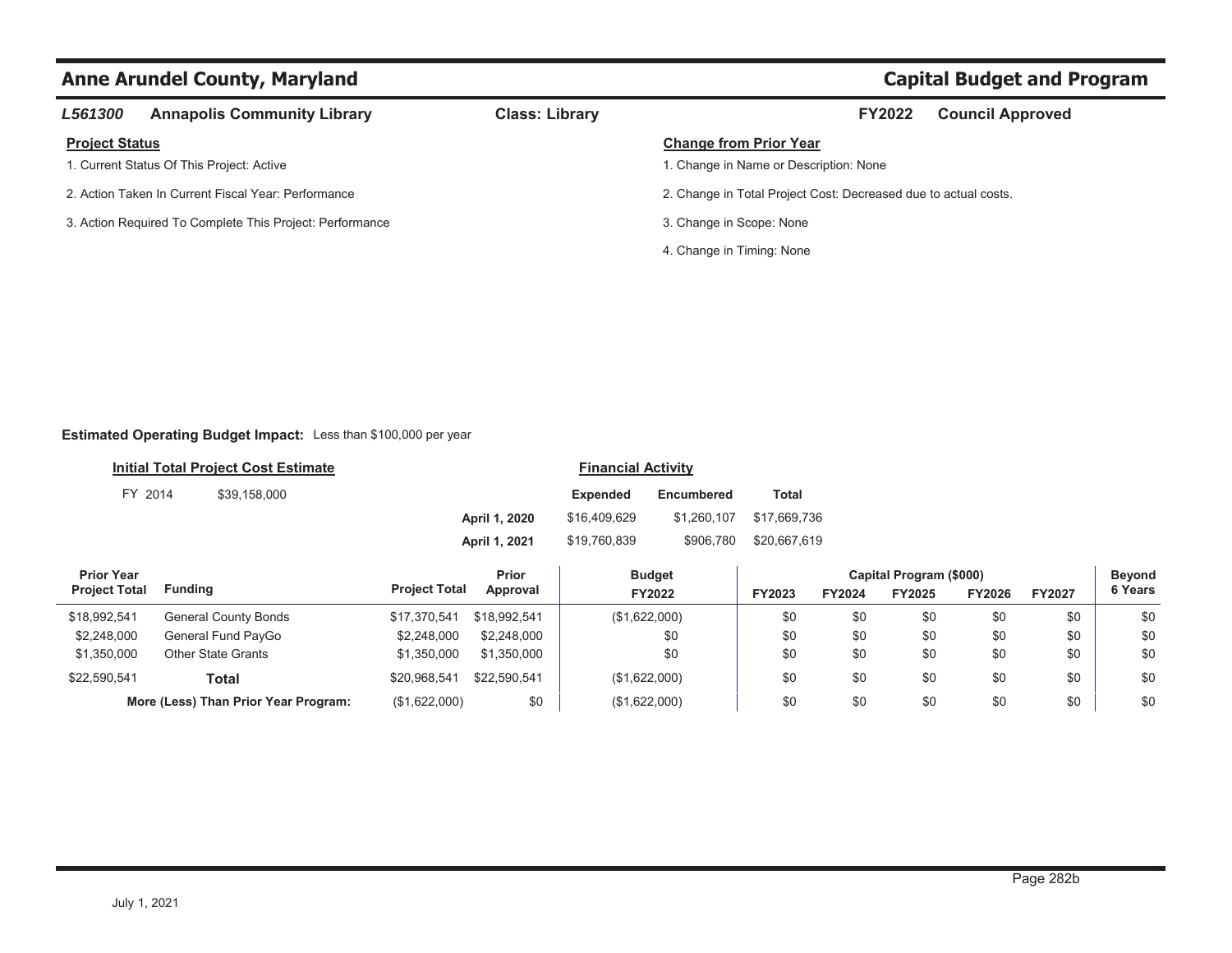# Anne Arundel County, Maryland

## Capital Budget and Program

**L561300** **Annapolis Community Library** **Class: Library** **FY2022** **Council Approved**

**Project Status**

1. Current Status Of This Project: Active
2. Action Taken In Current Fiscal Year: Performance
3. Action Required To Complete This Project: Performance

**Change from Prior Year**

1. Change in Name or Description: None
2. Change in Total Project Cost: Decreased due to actual costs.
3. Change in Scope: None
4. Change in Timing: None

**Estimated Operating Budget Impact:** Less than $100,000 per year

**Initial Total Project Cost Estimate**

FY 2014 $39,158,000

**Financial Activity**

| | Expended | Encumbered | Total |
|---|---|---|---|
| **April 1, 2020** | $16,409,629 | $1,260,107 | $17,669,736 |
| **April 1, 2021** | $19,760,839 | $906,780 | $20,667,619 |

| Prior Year Project Total | Funding | Project Total | Prior Approval | Budget FY2022 | Capital Program ($000) FY2023 | FY2024 | FY2025 | FY2026 | FY2027 | Beyond 6 Years |
|---|---|---|---|---|---|---|---|---|---|---|
| $18,992,541 | General County Bonds | $17,370,541 | $18,992,541 | ($1,622,000) | $0 | $0 | $0 | $0 | $0 | $0 |
| $2,248,000 | General Fund PayGo | $2,248,000 | $2,248,000 | $0 | $0 | $0 | $0 | $0 | $0 | $0 |
| $1,350,000 | Other State Grants | $1,350,000 | $1,350,000 | $0 | $0 | $0 | $0 | $0 | $0 | $0 |
| $22,590,541 | **Total** | $20,968,541 | $22,590,541 | ($1,622,000) | $0 | $0 | $0 | $0 | $0 | $0 |
| | **More (Less) Than Prior Year Program:** | ($1,622,000) | $0 | ($1,622,000) | $0 | $0 | $0 | $0 | $0 | $0 |

July 1, 2021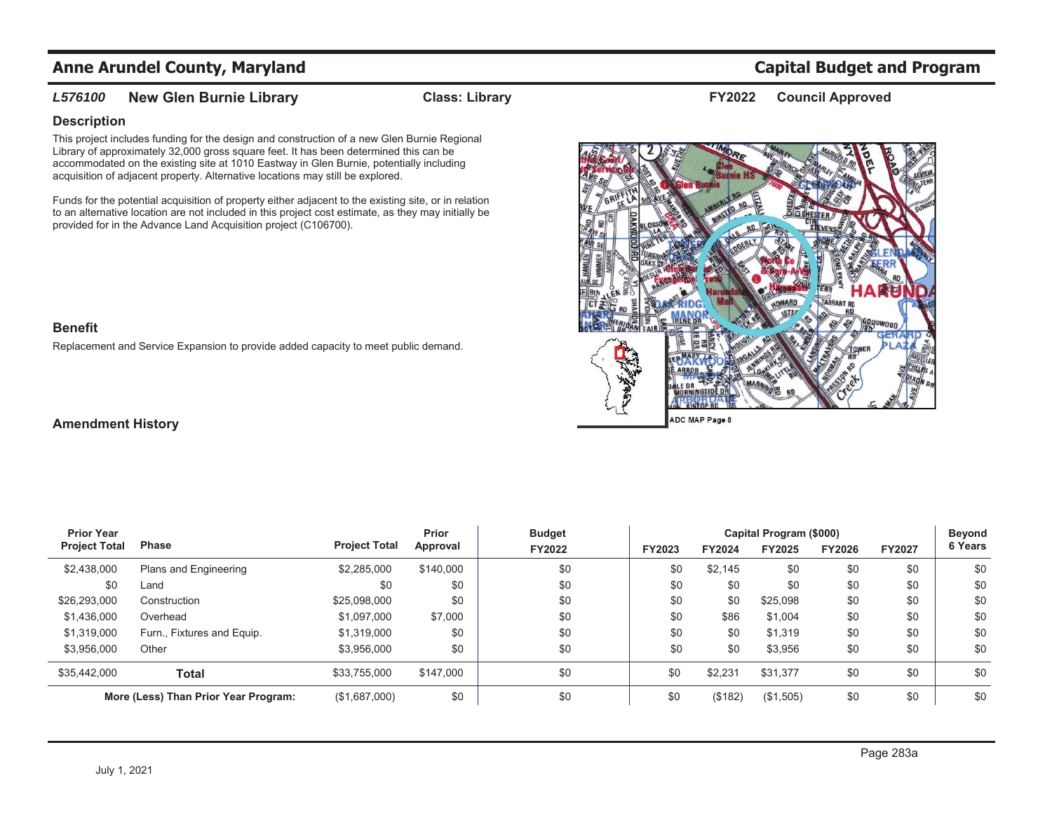# Anne Arundel County, Maryland

# Capital Budget and Program

**L576100** **New Glen Burnie Library** **Class: Library** **FY2022** **Council Approved**

## Description

This project includes funding for the design and construction of a new Glen Burnie Regional Library of approximately 32,000 gross square feet. It has been determined this can be accommodated on the existing site at 1010 Eastway in Glen Burnie, potentially including acquisition of adjacent property. Alternative locations may still be explored.

Funds for the potential acquisition of property either adjacent to the existing site, or in relation to an alternative location are not included in this project cost estimate, as they may initially be provided for in the Advance Land Acquisition project (C106700).

## Benefit

Replacement and Service Expansion to provide added capacity to meet public demand.

## Amendment History

ADC MAP Page 8

| Prior Year Project Total | Phase | Project Total | Prior Approval | Budget FY2022 | Capital Program ($000) FY2023 | FY2024 | FY2025 | FY2026 | FY2027 | Beyond 6 Years |
|---|---|---|---|---|---|---|---|---|---|---|
| $2,438,000 | Plans and Engineering | $2,285,000 | $140,000 | $0 | $0 | $2,145 | $0 | $0 | $0 | $0 |
| $0 | Land | $0 | $0 | $0 | $0 | $0 | $0 | $0 | $0 | $0 |
| $26,293,000 | Construction | $25,098,000 | $0 | $0 | $0 | $0 | $25,098 | $0 | $0 | $0 |
| $1,436,000 | Overhead | $1,097,000 | $7,000 | $0 | $0 | $86 | $1,004 | $0 | $0 | $0 |
| $1,319,000 | Furn., Fixtures and Equip. | $1,319,000 | $0 | $0 | $0 | $0 | $1,319 | $0 | $0 | $0 |
| $3,956,000 | Other | $3,956,000 | $0 | $0 | $0 | $0 | $3,956 | $0 | $0 | $0 |
| $35,442,000 | **Total** | $33,755,000 | $147,000 | $0 | $0 | $2,231 | $31,377 | $0 | $0 | $0 |
| | **More (Less) Than Prior Year Program:** | ($1,687,000) | $0 | $0 | $0 | ($182) | ($1,505) | $0 | $0 | $0 |

July 1, 2021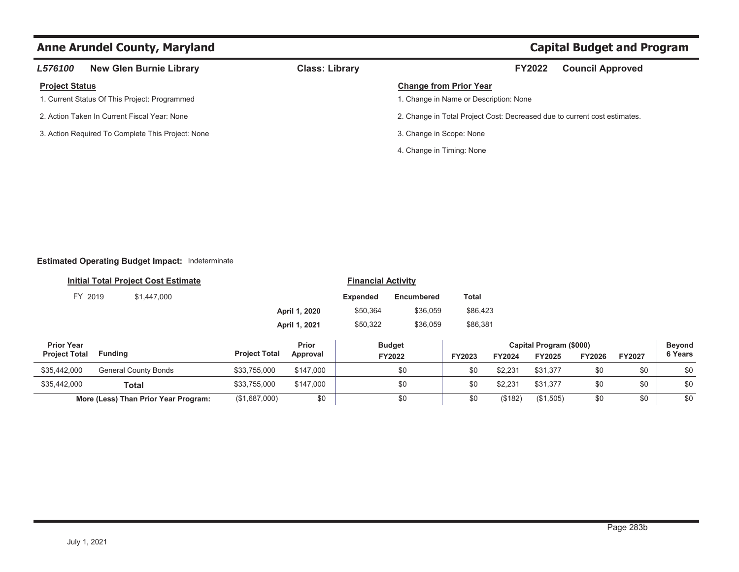## L576100 New Glen Burnie Library

**Class: Library**

**FY2022 Council Approved**

**Project Status**

1. Current Status Of This Project: Programmed
2. Action Taken In Current Fiscal Year: None
3. Action Required To Complete This Project: None

**Change from Prior Year**

1. Change in Name or Description: None
2. Change in Total Project Cost: Decreased due to current cost estimates.
3. Change in Scope: None
4. Change in Timing: None

**Estimated Operating Budget Impact:** Indeterminate

**Initial Total Project Cost Estimate**

FY 2019 $1,447,000

**Financial Activity**

| | Expended | Encumbered | Total |
|---|---|---|---|
| April 1, 2020 | $50,364 | $36,059 | $86,423 |
| April 1, 2021 | $50,322 | $36,059 | $86,381 |

| Prior Year Project Total | Funding | Project Total | Prior Approval | Budget FY2022 | FY2023 | FY2024 | FY2025 | FY2026 | FY2027 | Beyond 6 Years |
|---|---|---|---|---|---|---|---|---|---|---|
| | | | | | Capital Program ($000) | | | | | |
| $35,442,000 | General County Bonds | $33,755,000 | $147,000 | $0 | $0 | $2,231 | $31,377 | $0 | $0 | $0 |
| $35,442,000 | **Total** | $33,755,000 | $147,000 | $0 | $0 | $2,231 | $31,377 | $0 | $0 | $0 |
| | **More (Less) Than Prior Year Program:** | ($1,687,000) | $0 | $0 | $0 | ($182) | ($1,505) | $0 | $0 | $0 |

July 1, 2021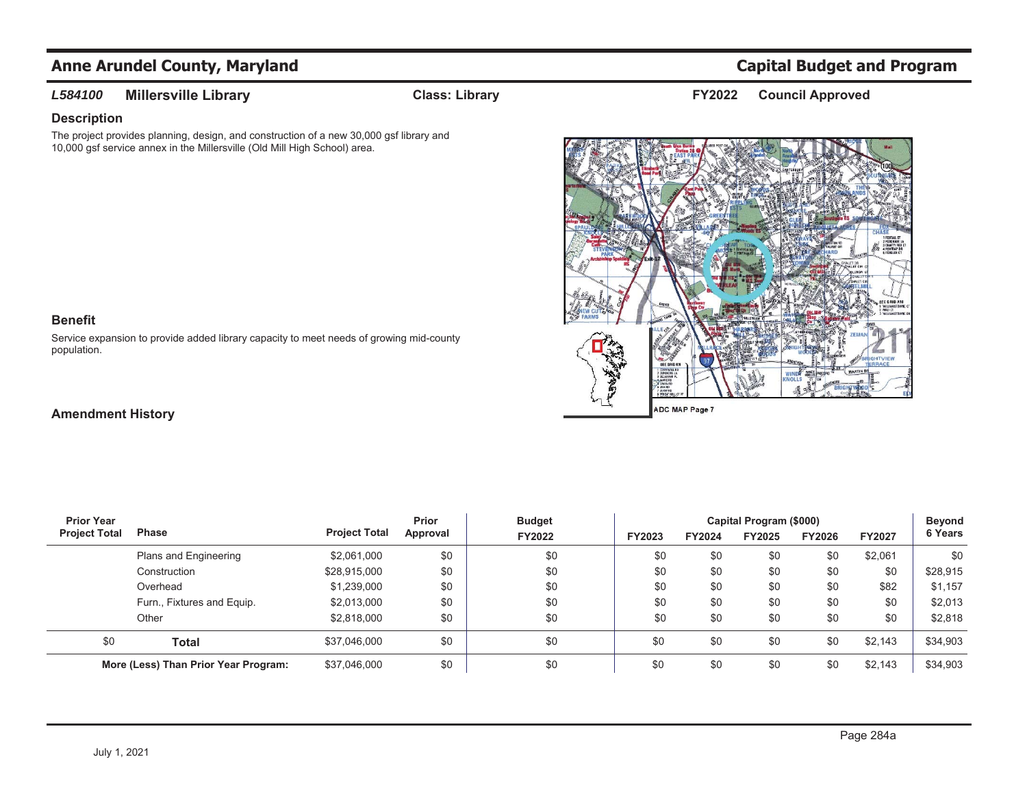# Anne Arundel County, Maryland

## Capital Budget and Program

***L584100*** **Millersville Library** **Class: Library** **FY2022** **Council Approved**

### Description

The project provides planning, design, and construction of a new 30,000 gsf library and 10,000 gsf service annex in the Millersville (Old Mill High School) area.

### Benefit

Service expansion to provide added library capacity to meet needs of growing mid-county population.

### Amendment History

ADC MAP Page 7

| Prior Year Project Total | Phase | Project Total | Prior Approval | Budget FY2022 | Capital Program ($000) FY2023 | FY2024 | FY2025 | FY2026 | FY2027 | Beyond 6 Years |
|---|---|---|---|---|---|---|---|---|---|---|
| | Plans and Engineering | $2,061,000 | $0 | $0 | $0 | $0 | $0 | $0 | $2,061 | $0 |
| | Construction | $28,915,000 | $0 | $0 | $0 | $0 | $0 | $0 | $0 | $28,915 |
| | Overhead | $1,239,000 | $0 | $0 | $0 | $0 | $0 | $0 | $82 | $1,157 |
| | Furn., Fixtures and Equip. | $2,013,000 | $0 | $0 | $0 | $0 | $0 | $0 | $0 | $2,013 |
| | Other | $2,818,000 | $0 | $0 | $0 | $0 | $0 | $0 | $0 | $2,818 |
| $0 | **Total** | $37,046,000 | $0 | $0 | $0 | $0 | $0 | $0 | $2,143 | $34,903 |
| | **More (Less) Than Prior Year Program:** | $37,046,000 | $0 | $0 | $0 | $0 | $0 | $0 | $2,143 | $34,903 |

July 1, 2021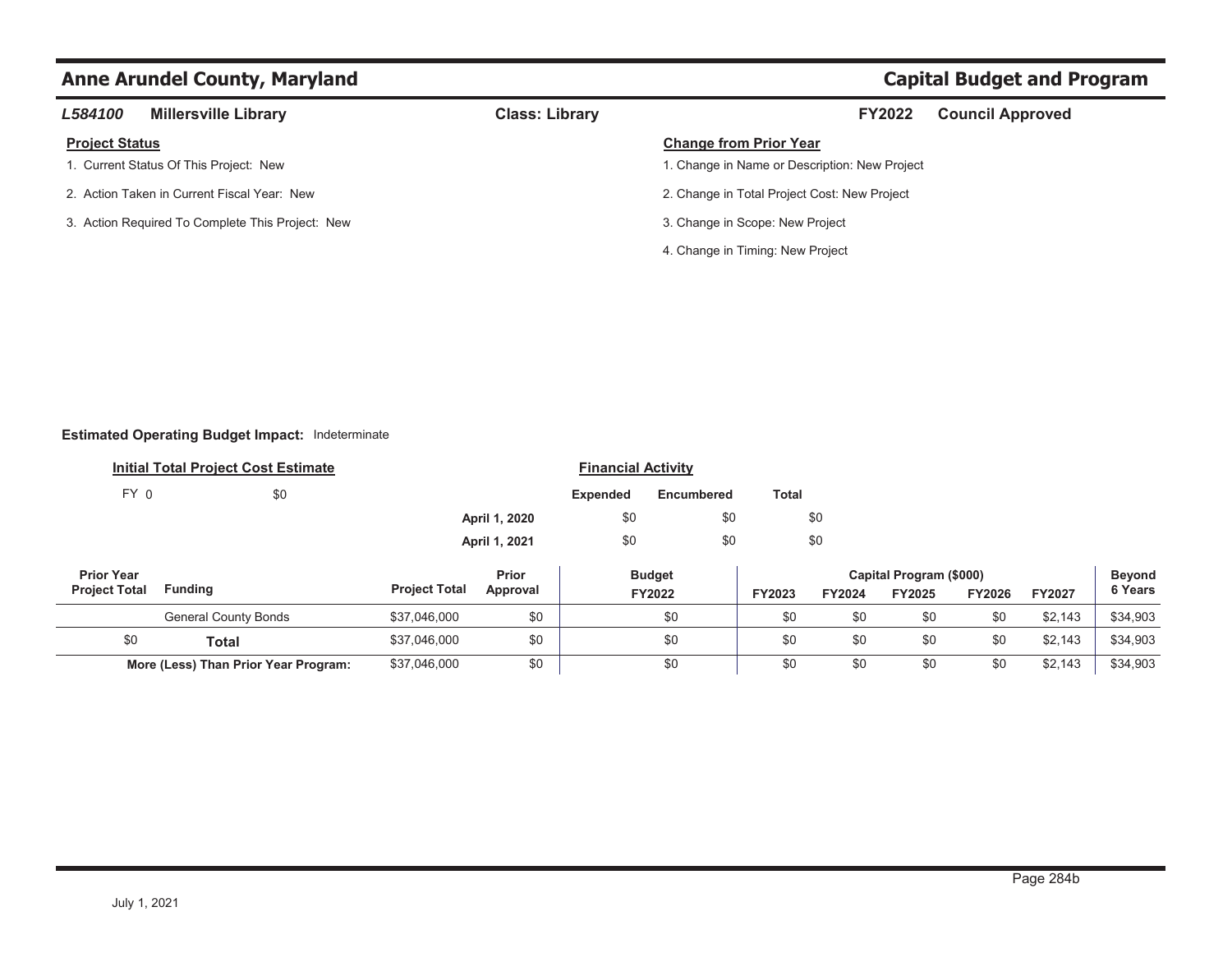## Anne Arundel County, Maryland — Capital Budget and Program

**L584100** **Millersville Library** **Class: Library** **FY2022** **Council Approved**

**Project Status**

1. Current Status Of This Project: New
2. Action Taken in Current Fiscal Year: New
3. Action Required To Complete This Project: New

**Change from Prior Year**

1. Change in Name or Description: New Project
2. Change in Total Project Cost: New Project
3. Change in Scope: New Project
4. Change in Timing: New Project

**Estimated Operating Budget Impact:** Indeterminate

**Initial Total Project Cost Estimate**

FY 0 $0

**Financial Activity**

| | Expended | Encumbered | Total |
|---|---|---|---|
| April 1, 2020 | $0 | $0 | $0 |
| April 1, 2021 | $0 | $0 | $0 |

| Prior Year Project Total | Funding | Project Total | Prior Approval | Budget FY2022 | FY2023 | FY2024 | FY2025 | FY2026 | FY2027 | Beyond 6 Years |
|---|---|---|---|---|---|---|---|---|---|---|
| | | | | | Capital Program ($000) | | | | | |
| | General County Bonds | $37,046,000 | $0 | $0 | $0 | $0 | $0 | $0 | $2,143 | $34,903 |
| $0 | **Total** | $37,046,000 | $0 | $0 | $0 | $0 | $0 | $0 | $2,143 | $34,903 |
| | **More (Less) Than Prior Year Program:** | $37,046,000 | $0 | $0 | $0 | $0 | $0 | $0 | $2,143 | $34,903 |

July 1, 2021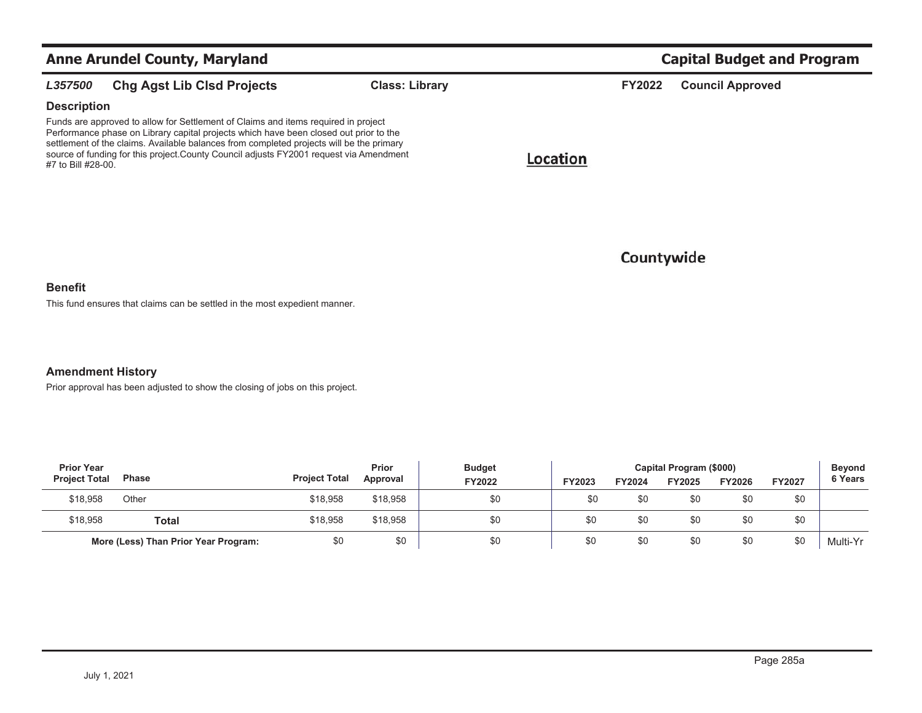# Anne Arundel County, Maryland — Capital Budget and Program

***L357500*** **Chg Agst Lib Clsd Projects** **Class: Library** **FY2022** **Council Approved**

### Description

Funds are approved to allow for Settlement of Claims and items required in project Performance phase on Library capital projects which have been closed out prior to the settlement of the claims. Available balances from completed projects will be the primary source of funding for this project.County Council adjusts FY2001 request via Amendment #7 to Bill #28-00.

### Location

Countywide

### Benefit

This fund ensures that claims can be settled in the most expedient manner.

### Amendment History

Prior approval has been adjusted to show the closing of jobs on this project.

| Prior Year Project Total | Phase | Project Total | Prior Approval | Budget FY2022 | Capital Program ($000) FY2023 | FY2024 | FY2025 | FY2026 | FY2027 | Beyond 6 Years |
|---|---|---|---|---|---|---|---|---|---|---|
| $18,958 | Other | $18,958 | $18,958 | $0 | $0 | $0 | $0 | $0 | $0 | |
| $18,958 | **Total** | $18,958 | $18,958 | $0 | $0 | $0 | $0 | $0 | $0 | |
| | **More (Less) Than Prior Year Program:** | $0 | $0 | $0 | $0 | $0 | $0 | $0 | $0 | Multi-Yr |

July 1, 2021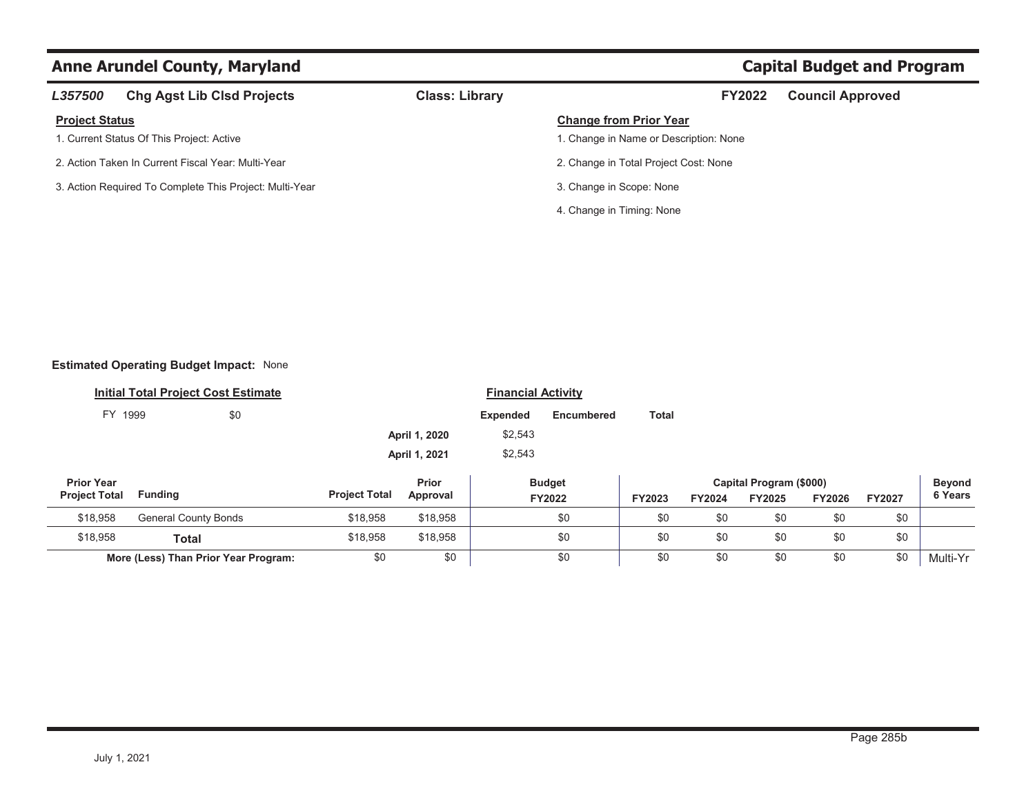# Anne Arundel County, Maryland

## Capital Budget and Program

**L357500** **Chg Agst Lib Clsd Projects** **Class: Library** **FY2022** **Council Approved**

**Project Status**

1. Current Status Of This Project: Active
2. Action Taken In Current Fiscal Year: Multi-Year
3. Action Required To Complete This Project: Multi-Year

**Change from Prior Year**

1. Change in Name or Description: None
2. Change in Total Project Cost: None
3. Change in Scope: None
4. Change in Timing: None

**Estimated Operating Budget Impact:** None

**Initial Total Project Cost Estimate**

FY 1999 $0

**Financial Activity**

| | Expended | Encumbered | Total |
|---|---|---|---|
| April 1, 2020 | $2,543 | | |
| April 1, 2021 | $2,543 | | |

| Prior Year Project Total | Funding | Project Total | Prior Approval | Budget FY2022 | FY2023 | FY2024 | FY2025 | FY2026 | FY2027 | Beyond 6 Years |
|---|---|---|---|---|---|---|---|---|---|---|
| | | | | | Capital Program ($000) | | | | | |
| $18,958 | General County Bonds | $18,958 | $18,958 | $0 | $0 | $0 | $0 | $0 | $0 | |
| $18,958 | **Total** | $18,958 | $18,958 | $0 | $0 | $0 | $0 | $0 | $0 | |
| | **More (Less) Than Prior Year Program:** | $0 | $0 | $0 | $0 | $0 | $0 | $0 | $0 | Multi-Yr |

July 1, 2021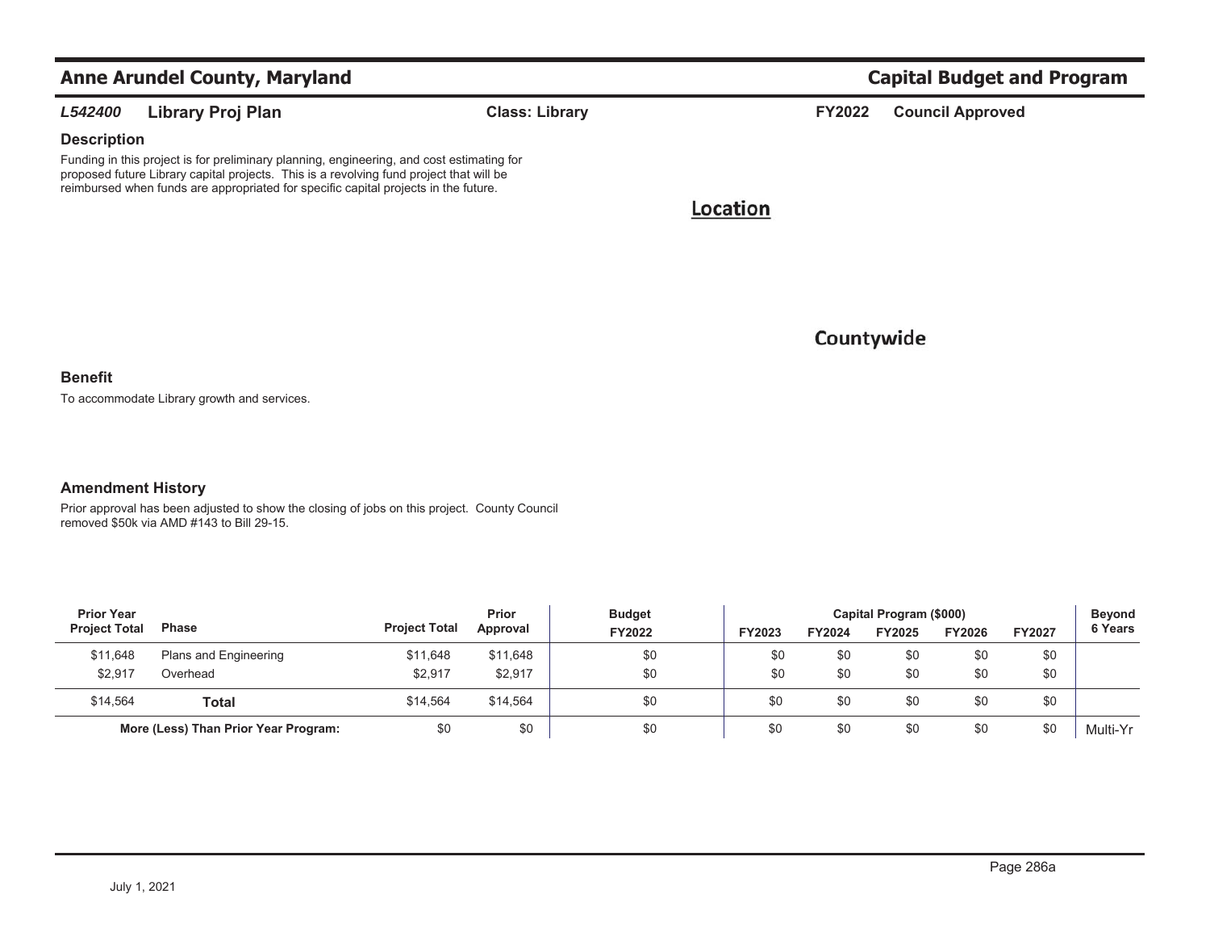# Anne Arundel County, Maryland

## Capital Budget and Program

***L542400*** **Library Proj Plan** **Class: Library** **FY2022** **Council Approved**

### Description

Funding in this project is for preliminary planning, engineering, and cost estimating for proposed future Library capital projects. This is a revolving fund project that will be reimbursed when funds are appropriated for specific capital projects in the future.

### Location

Countywide

### Benefit

To accommodate Library growth and services.

### Amendment History

Prior approval has been adjusted to show the closing of jobs on this project. County Council removed $50k via AMD #143 to Bill 29-15.

| Prior Year Project Total | Phase | Project Total | Prior Approval | Budget FY2022 | Capital Program ($000) FY2023 | FY2024 | FY2025 | FY2026 | FY2027 | Beyond 6 Years |
|---|---|---|---|---|---|---|---|---|---|---|
| $11,648 | Plans and Engineering | $11,648 | $11,648 | $0 | $0 | $0 | $0 | $0 | $0 | |
| $2,917 | Overhead | $2,917 | $2,917 | $0 | $0 | $0 | $0 | $0 | $0 | |
| $14,564 | **Total** | $14,564 | $14,564 | $0 | $0 | $0 | $0 | $0 | $0 | |
| | **More (Less) Than Prior Year Program:** | $0 | $0 | $0 | $0 | $0 | $0 | $0 | $0 | Multi-Yr |

July 1, 2021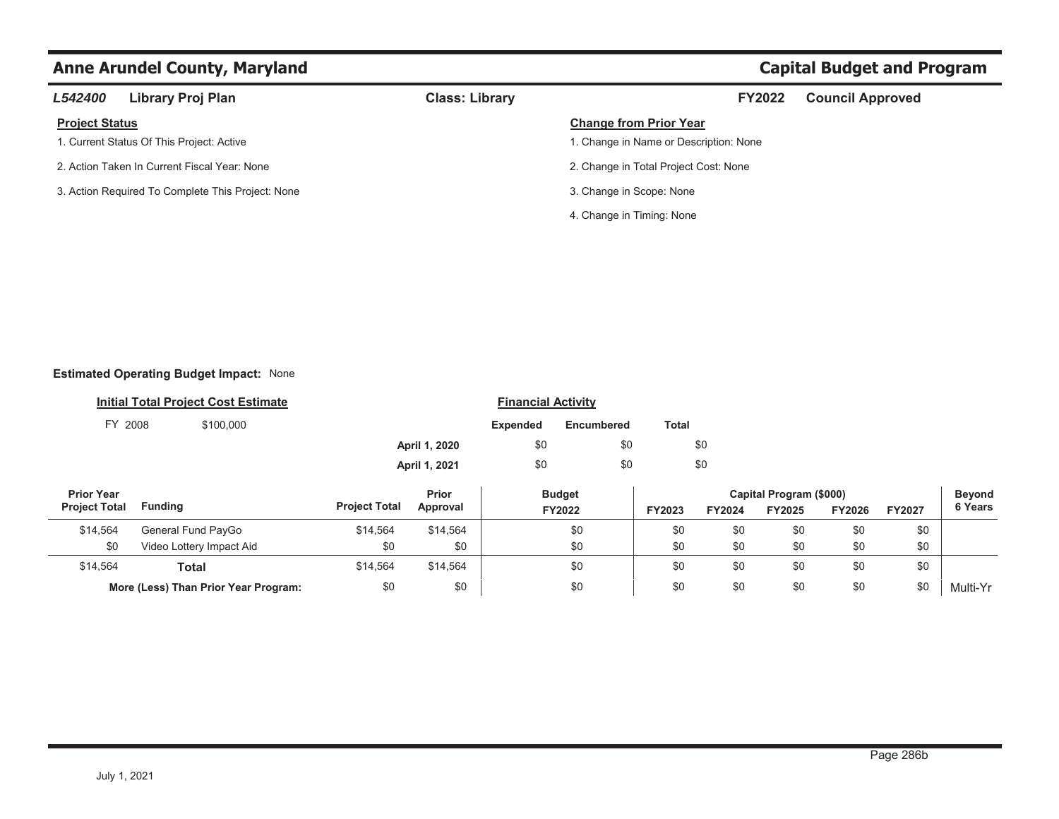# Anne Arundel County, Maryland — Capital Budget and Program

**L542400** **Library Proj Plan** **Class: Library** **FY2022** **Council Approved**

**Project Status**

1. Current Status Of This Project: Active
2. Action Taken In Current Fiscal Year: None
3. Action Required To Complete This Project: None

**Change from Prior Year**

1. Change in Name or Description: None
2. Change in Total Project Cost: None
3. Change in Scope: None
4. Change in Timing: None

**Estimated Operating Budget Impact:** None

**Initial Total Project Cost Estimate**

FY 2008 $100,000

**Financial Activity**

| | Expended | Encumbered | Total |
|---|---|---|---|
| April 1, 2020 | $0 | $0 | $0 |
| April 1, 2021 | $0 | $0 | $0 |

| Prior Year Project Total | Funding | Project Total | Prior Approval | Budget FY2022 | Capital Program ($000) FY2023 | FY2024 | FY2025 | FY2026 | FY2027 | Beyond 6 Years |
|---|---|---|---|---|---|---|---|---|---|---|
| $14,564 | General Fund PayGo | $14,564 | $14,564 | $0 | $0 | $0 | $0 | $0 | $0 | |
| $0 | Video Lottery Impact Aid | $0 | $0 | $0 | $0 | $0 | $0 | $0 | $0 | |
| $14,564 | **Total** | $14,564 | $14,564 | $0 | $0 | $0 | $0 | $0 | $0 | |
| | **More (Less) Than Prior Year Program:** | $0 | $0 | $0 | $0 | $0 | $0 | $0 | $0 | Multi-Yr |

July 1, 2021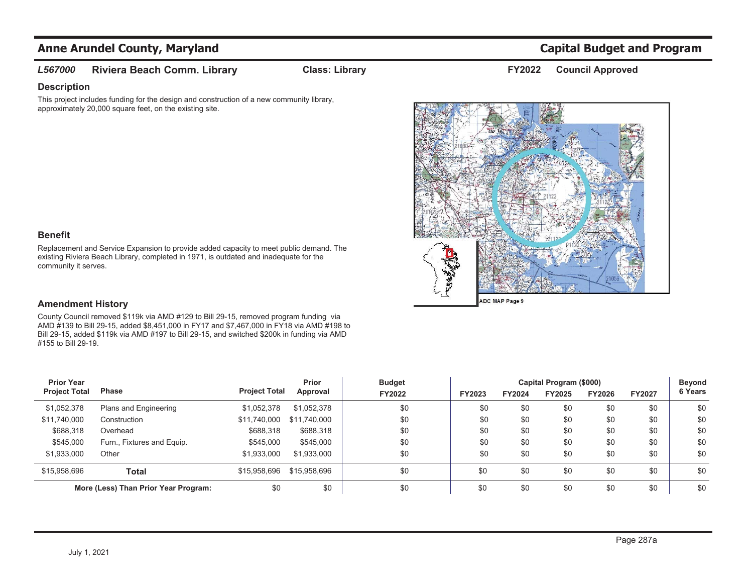## Anne Arundel County, Maryland — Capital Budget and Program

***L567000*** **Riviera Beach Comm. Library** **Class: Library** **FY2022** **Council Approved**

### Description

This project includes funding for the design and construction of a new community library, approximately 20,000 square feet, on the existing site.

### Benefit

Replacement and Service Expansion to provide added capacity to meet public demand. The existing Riviera Beach Library, completed in 1971, is outdated and inadequate for the community it serves.

### Amendment History

County Council removed $119k via AMD #129 to Bill 29-15, removed program funding via AMD #139 to Bill 29-15, added $8,451,000 in FY17 and $7,467,000 in FY18 via AMD #198 to Bill 29-15, added $119k via AMD #197 to Bill 29-15, and switched $200k in funding via AMD #155 to Bill 29-19.

ADC MAP Page 9

| Prior Year Project Total | Phase | Project Total | Prior Approval | Budget FY2022 | Capital Program ($000) FY2023 | FY2024 | FY2025 | FY2026 | FY2027 | Beyond 6 Years |
|---|---|---|---|---|---|---|---|---|---|---|
| $1,052,378 | Plans and Engineering | $1,052,378 | $1,052,378 | $0 | $0 | $0 | $0 | $0 | $0 | $0 |
| $11,740,000 | Construction | $11,740,000 | $11,740,000 | $0 | $0 | $0 | $0 | $0 | $0 | $0 |
| $688,318 | Overhead | $688,318 | $688,318 | $0 | $0 | $0 | $0 | $0 | $0 | $0 |
| $545,000 | Furn., Fixtures and Equip. | $545,000 | $545,000 | $0 | $0 | $0 | $0 | $0 | $0 | $0 |
| $1,933,000 | Other | $1,933,000 | $1,933,000 | $0 | $0 | $0 | $0 | $0 | $0 | $0 |
| $15,958,696 | **Total** | $15,958,696 | $15,958,696 | $0 | $0 | $0 | $0 | $0 | $0 | $0 |
| | **More (Less) Than Prior Year Program:** | $0 | $0 | $0 | $0 | $0 | $0 | $0 | $0 | $0 |

July 1, 2021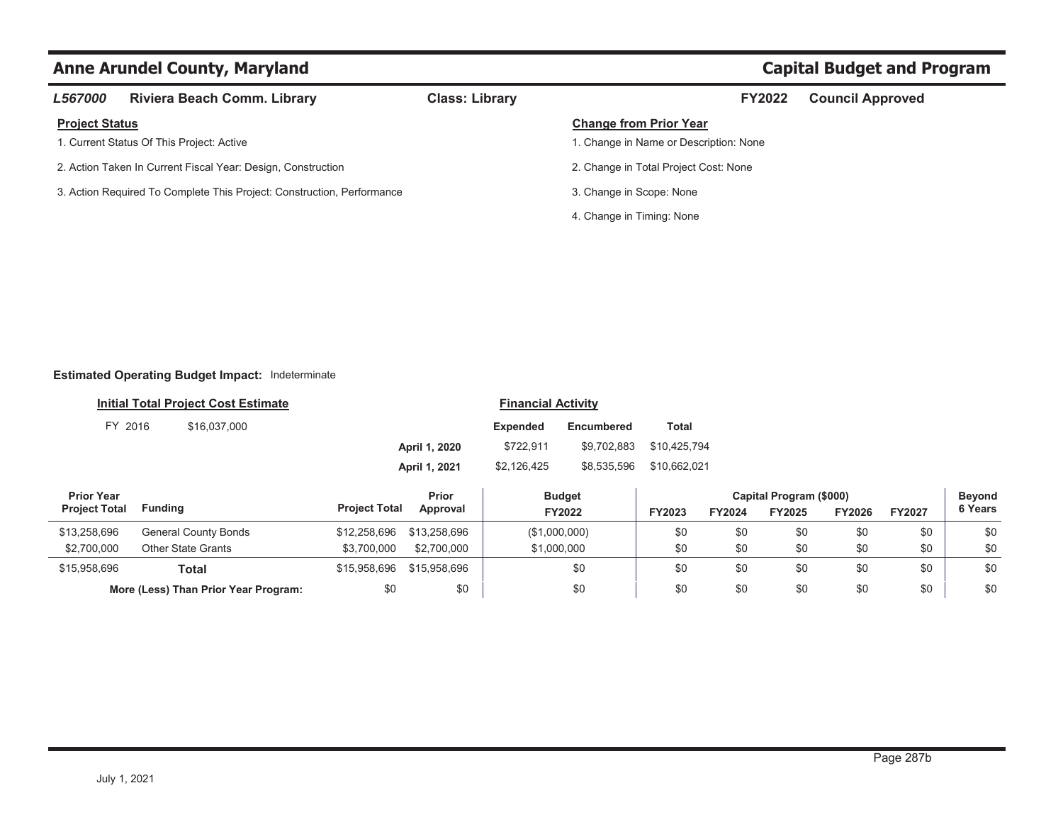# Anne Arundel County, Maryland

## Capital Budget and Program

***L567000*** **Riviera Beach Comm. Library** **Class: Library** **FY2022** **Council Approved**

**Project Status**

1. Current Status Of This Project: Active
2. Action Taken In Current Fiscal Year: Design, Construction
3. Action Required To Complete This Project: Construction, Performance

**Change from Prior Year**

1. Change in Name or Description: None
2. Change in Total Project Cost: None
3. Change in Scope: None
4. Change in Timing: None

**Estimated Operating Budget Impact:** Indeterminate

**Initial Total Project Cost Estimate**

FY 2016 $16,037,000

**Financial Activity**

| | Expended | Encumbered | Total |
|---|---|---|---|
| **April 1, 2020** | $722,911 | $9,702,883 | $10,425,794 |
| **April 1, 2021** | $2,126,425 | $8,535,596 | $10,662,021 |

| Prior Year Project Total | Funding | Project Total | Prior Approval | Budget FY2022 | FY2023 | FY2024 | FY2025 | FY2026 | FY2027 | Beyond 6 Years |
|---|---|---|---|---|---|---|---|---|---|---|
| | | | | | Capital Program ($000) | | | | | |
| $13,258,696 | General County Bonds | $12,258,696 | $13,258,696 | ($1,000,000) | $0 | $0 | $0 | $0 | $0 | $0 |
| $2,700,000 | Other State Grants | $3,700,000 | $2,700,000 | $1,000,000 | $0 | $0 | $0 | $0 | $0 | $0 |
| $15,958,696 | **Total** | $15,958,696 | $15,958,696 | $0 | $0 | $0 | $0 | $0 | $0 | $0 |
| | **More (Less) Than Prior Year Program:** | $0 | $0 | $0 | $0 | $0 | $0 | $0 | $0 | $0 |

July 1, 2021